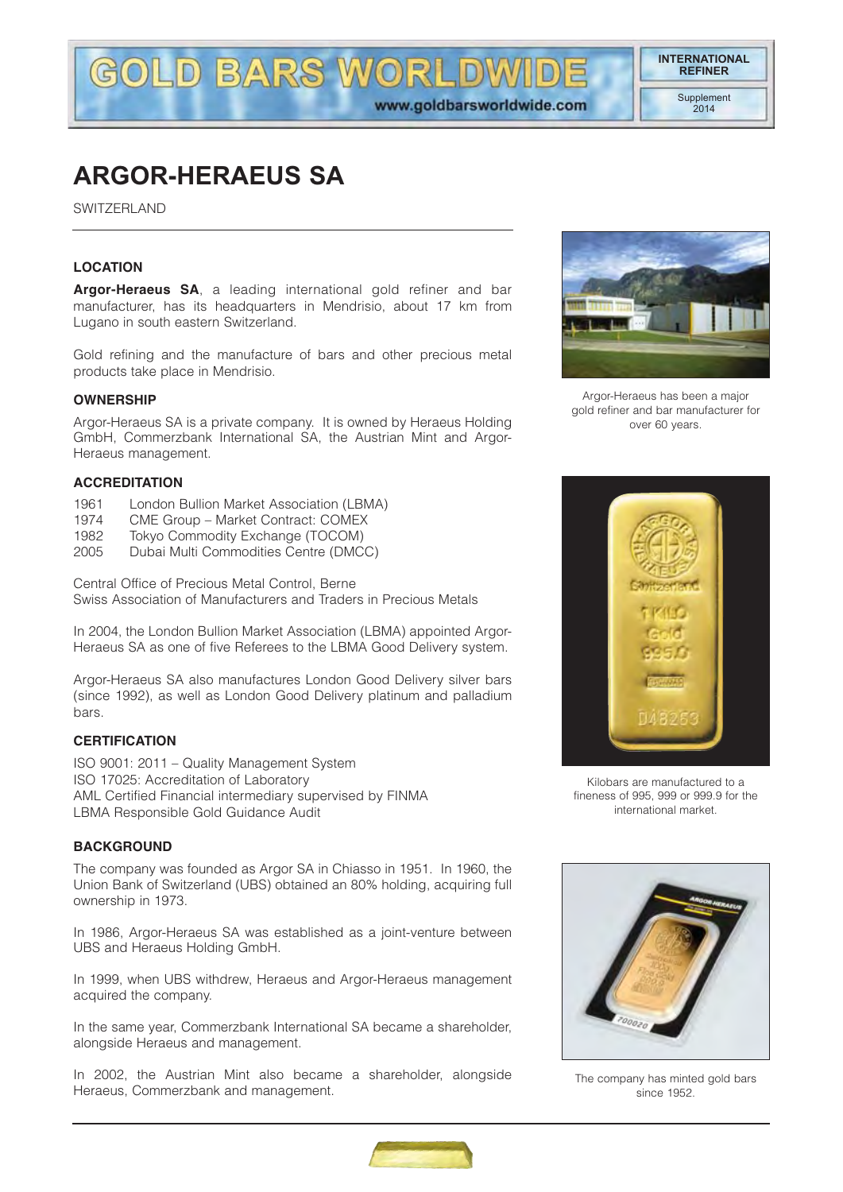# ARGOR-HERAEUS SA

SWITZERLAND

### LOCATION

**Argor-Heraeus SA**, a leading international gold refiner and bar manufacturer, has its headquarters in Mendrisio, about 17 km from Lugano in south eastern Switzerland.

Gold refining and the manufacture of bars and other precious metal products take place in Mendrisio.

### OWNERSHIP

Argor-Heraeus SA is a private company. It is owned by Heraeus Holding GmbH, Commerzbank International SA, the Austrian Mint and Argor-Heraeus management.

### ACCREDITATION

| | |
|---|---|
| 1961 | London Bullion Market Association (LBMA) |
| 1974 | CME Group – Market Contract: COMEX |
| 1982 | Tokyo Commodity Exchange (TOCOM) |
| 2005 | Dubai Multi Commodities Centre (DMCC) |

Central Office of Precious Metal Control, Berne
Swiss Association of Manufacturers and Traders in Precious Metals

In 2004, the London Bullion Market Association (LBMA) appointed Argor-Heraeus SA as one of five Referees to the LBMA Good Delivery system.

Argor-Heraeus SA also manufactures London Good Delivery silver bars (since 1992), as well as London Good Delivery platinum and palladium bars.

### CERTIFICATION

ISO 9001: 2011 – Quality Management System
ISO 17025: Accreditation of Laboratory
AML Certified Financial intermediary supervised by FINMA
LBMA Responsible Gold Guidance Audit

### BACKGROUND

The company was founded as Argor SA in Chiasso in 1951. In 1960, the Union Bank of Switzerland (UBS) obtained an 80% holding, acquiring full ownership in 1973.

In 1986, Argor-Heraeus SA was established as a joint-venture between UBS and Heraeus Holding GmbH.

In 1999, when UBS withdrew, Heraeus and Argor-Heraeus management acquired the company.

In the same year, Commerzbank International SA became a shareholder, alongside Heraeus and management.

In 2002, the Austrian Mint also became a shareholder, alongside Heraeus, Commerzbank and management.

Argor-Heraeus has been a major gold refiner and bar manufacturer for over 60 years.

Kilobars are manufactured to a fineness of 995, 999 or 999.9 for the international market.

The company has minted gold bars since 1952.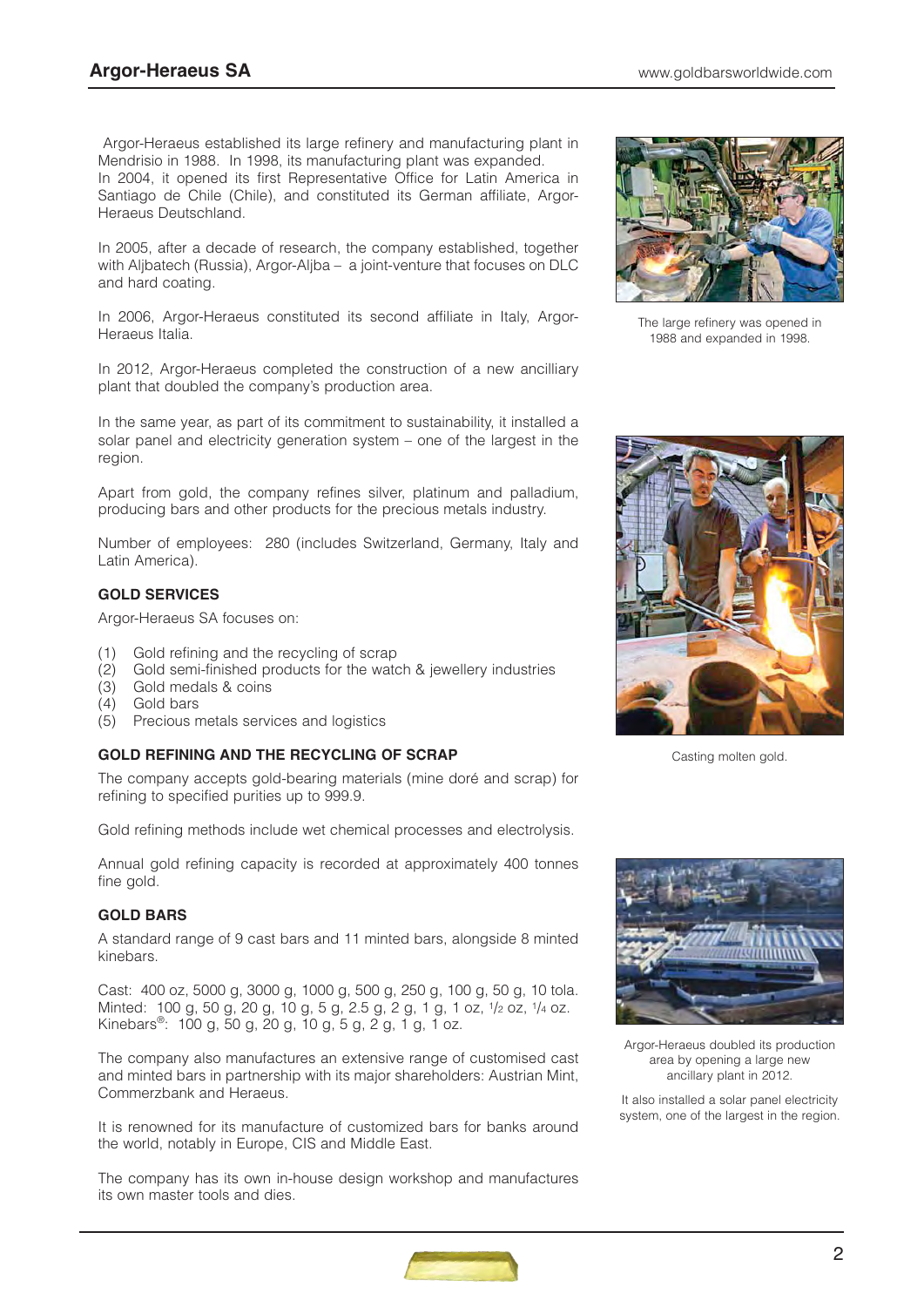Argor-Heraeus established its large refinery and manufacturing plant in Mendrisio in 1988. In 1998, its manufacturing plant was expanded.
In 2004, it opened its first Representative Office for Latin America in Santiago de Chile (Chile), and constituted its German affiliate, Argor-Heraeus Deutschland.

In 2005, after a decade of research, the company established, together with Aljbatech (Russia), Argor-Aljba – a joint-venture that focuses on DLC and hard coating.

In 2006, Argor-Heraeus constituted its second affiliate in Italy, Argor-Heraeus Italia.

In 2012, Argor-Heraeus completed the construction of a new ancilliary plant that doubled the company's production area.

In the same year, as part of its commitment to sustainability, it installed a solar panel and electricity generation system – one of the largest in the region.

Apart from gold, the company refines silver, platinum and palladium, producing bars and other products for the precious metals industry.

Number of employees: 280 (includes Switzerland, Germany, Italy and Latin America).

The large refinery was opened in 1988 and expanded in 1998.

### GOLD SERVICES

Argor-Heraeus SA focuses on:

(1) Gold refining and the recycling of scrap
(2) Gold semi-finished products for the watch & jewellery industries
(3) Gold medals & coins
(4) Gold bars
(5) Precious metals services and logistics

Casting molten gold.

### GOLD REFINING AND THE RECYCLING OF SCRAP

The company accepts gold-bearing materials (mine doré and scrap) for refining to specified purities up to 999.9.

Gold refining methods include wet chemical processes and electrolysis.

Annual gold refining capacity is recorded at approximately 400 tonnes fine gold.

### GOLD BARS

A standard range of 9 cast bars and 11 minted bars, alongside 8 minted kinebars.

Cast: 400 oz, 5000 g, 3000 g, 1000 g, 500 g, 250 g, 100 g, 50 g, 10 tola.
Minted: 100 g, 50 g, 20 g, 10 g, 5 g, 2.5 g, 2 g, 1 g, 1 oz, 1/2 oz, 1/4 oz.
Kinebars®: 100 g, 50 g, 20 g, 10 g, 5 g, 2 g, 1 g, 1 oz.

The company also manufactures an extensive range of customised cast and minted bars in partnership with its major shareholders: Austrian Mint, Commerzbank and Heraeus.

It is renowned for its manufacture of customized bars for banks around the world, notably in Europe, CIS and Middle East.

The company has its own in-house design workshop and manufactures its own master tools and dies.

Argor-Heraeus doubled its production area by opening a large new ancillary plant in 2012.

It also installed a solar panel electricity system, one of the largest in the region.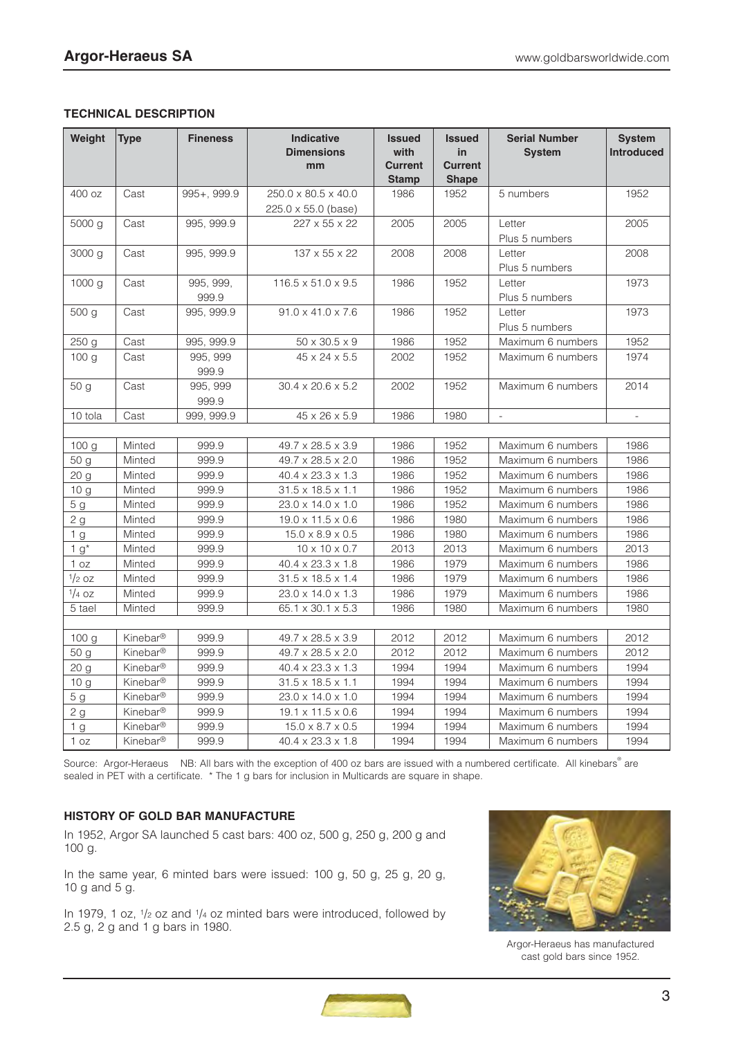## TECHNICAL DESCRIPTION

| Weight | Type | Fineness | Indicative Dimensions mm | Issued with Current Stamp | Issued in Current Shape | Serial Number System | System Introduced |
|---|---|---|---|---|---|---|---|
| 400 oz | Cast | 995+, 999.9 | 250.0 x 80.5 x 40.0 225.0 x 55.0 (base) | 1986 | 1952 | 5 numbers | 1952 |
| 5000 g | Cast | 995, 999.9 | 227 x 55 x 22 | 2005 | 2005 | Letter Plus 5 numbers | 2005 |
| 3000 g | Cast | 995, 999.9 | 137 x 55 x 22 | 2008 | 2008 | Letter Plus 5 numbers | 2008 |
| 1000 g | Cast | 995, 999, 999.9 | 116.5 x 51.0 x 9.5 | 1986 | 1952 | Letter Plus 5 numbers | 1973 |
| 500 g | Cast | 995, 999.9 | 91.0 x 41.0 x 7.6 | 1986 | 1952 | Letter Plus 5 numbers | 1973 |
| 250 g | Cast | 995, 999.9 | 50 x 30.5 x 9 | 1986 | 1952 | Maximum 6 numbers | 1952 |
| 100 g | Cast | 995, 999 999.9 | 45 x 24 x 5.5 | 2002 | 1952 | Maximum 6 numbers | 1974 |
| 50 g | Cast | 995, 999 999.9 | 30.4 x 20.6 x 5.2 | 2002 | 1952 | Maximum 6 numbers | 2014 |
| 10 tola | Cast | 999, 999.9 | 45 x 26 x 5.9 | 1986 | 1980 | - | - |
| | | | | | | | |
| 100 g | Minted | 999.9 | 49.7 x 28.5 x 3.9 | 1986 | 1952 | Maximum 6 numbers | 1986 |
| 50 g | Minted | 999.9 | 49.7 x 28.5 x 2.0 | 1986 | 1952 | Maximum 6 numbers | 1986 |
| 20 g | Minted | 999.9 | 40.4 x 23.3 x 1.3 | 1986 | 1952 | Maximum 6 numbers | 1986 |
| 10 g | Minted | 999.9 | 31.5 x 18.5 x 1.1 | 1986 | 1952 | Maximum 6 numbers | 1986 |
| 5 g | Minted | 999.9 | 23.0 x 14.0 x 1.0 | 1986 | 1952 | Maximum 6 numbers | 1986 |
| 2 g | Minted | 999.9 | 19.0 x 11.5 x 0.6 | 1986 | 1980 | Maximum 6 numbers | 1986 |
| 1 g | Minted | 999.9 | 15.0 x 8.9 x 0.5 | 1986 | 1980 | Maximum 6 numbers | 1986 |
| 1 g* | Minted | 999.9 | 10 x 10 x 0.7 | 2013 | 2013 | Maximum 6 numbers | 2013 |
| 1 oz | Minted | 999.9 | 40.4 x 23.3 x 1.8 | 1986 | 1979 | Maximum 6 numbers | 1986 |
| 1/2 oz | Minted | 999.9 | 31.5 x 18.5 x 1.4 | 1986 | 1979 | Maximum 6 numbers | 1986 |
| 1/4 oz | Minted | 999.9 | 23.0 x 14.0 x 1.3 | 1986 | 1979 | Maximum 6 numbers | 1986 |
| 5 tael | Minted | 999.9 | 65.1 x 30.1 x 5.3 | 1986 | 1980 | Maximum 6 numbers | 1980 |
| | | | | | | | |
| 100 g | Kinebar® | 999.9 | 49.7 x 28.5 x 3.9 | 2012 | 2012 | Maximum 6 numbers | 2012 |
| 50 g | Kinebar® | 999.9 | 49.7 x 28.5 x 2.0 | 2012 | 2012 | Maximum 6 numbers | 2012 |
| 20 g | Kinebar® | 999.9 | 40.4 x 23.3 x 1.3 | 1994 | 1994 | Maximum 6 numbers | 1994 |
| 10 g | Kinebar® | 999.9 | 31.5 x 18.5 x 1.1 | 1994 | 1994 | Maximum 6 numbers | 1994 |
| 5 g | Kinebar® | 999.9 | 23.0 x 14.0 x 1.0 | 1994 | 1994 | Maximum 6 numbers | 1994 |
| 2 g | Kinebar® | 999.9 | 19.1 x 11.5 x 0.6 | 1994 | 1994 | Maximum 6 numbers | 1994 |
| 1 g | Kinebar® | 999.9 | 15.0 x 8.7 x 0.5 | 1994 | 1994 | Maximum 6 numbers | 1994 |
| 1 oz | Kinebar® | 999.9 | 40.4 x 23.3 x 1.8 | 1994 | 1994 | Maximum 6 numbers | 1994 |

Source: Argor-Heraeus NB: All bars with the exception of 400 oz bars are issued with a numbered certificate. All kinebars® are sealed in PET with a certificate. * The 1 g bars for inclusion in Multicards are square in shape.

## HISTORY OF GOLD BAR MANUFACTURE

In 1952, Argor SA launched 5 cast bars: 400 oz, 500 g, 250 g, 200 g and 100 g.

In the same year, 6 minted bars were issued: 100 g, 50 g, 25 g, 20 g, 10 g and 5 g.

In 1979, 1 oz, 1/2 oz and 1/4 oz minted bars were introduced, followed by 2.5 g, 2 g and 1 g bars in 1980.

Argor-Heraeus has manufactured cast gold bars since 1952.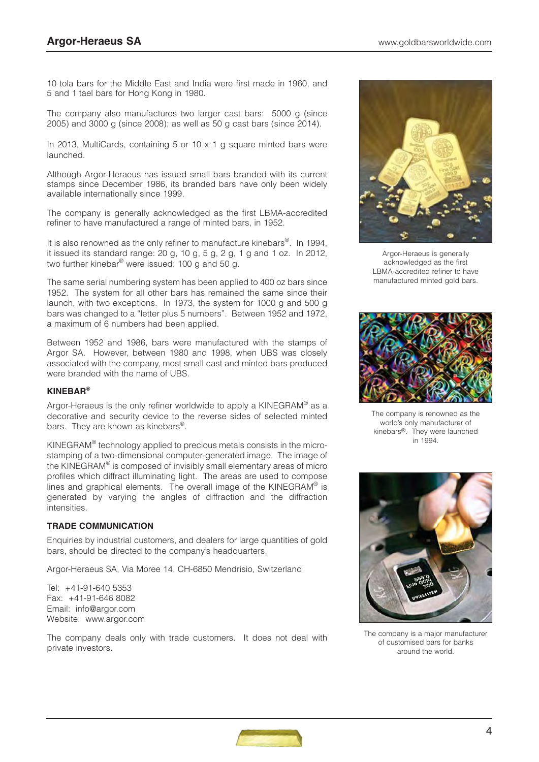10 tola bars for the Middle East and India were first made in 1960, and 5 and 1 tael bars for Hong Kong in 1980.

The company also manufactures two larger cast bars: 5000 g (since 2005) and 3000 g (since 2008); as well as 50 g cast bars (since 2014).

In 2013, MultiCards, containing 5 or 10 x 1 g square minted bars were launched.

Although Argor-Heraeus has issued small bars branded with its current stamps since December 1986, its branded bars have only been widely available internationally since 1999.

The company is generally acknowledged as the first LBMA-accredited refiner to have manufactured a range of minted bars, in 1952.

It is also renowned as the only refiner to manufacture kinebars®. In 1994, it issued its standard range: 20 g, 10 g, 5 g, 2 g, 1 g and 1 oz. In 2012, two further kinebar® were issued: 100 g and 50 g.

The same serial numbering system has been applied to 400 oz bars since 1952. The system for all other bars has remained the same since their launch, with two exceptions. In 1973, the system for 1000 g and 500 g bars was changed to a "letter plus 5 numbers". Between 1952 and 1972, a maximum of 6 numbers had been applied.

Between 1952 and 1986, bars were manufactured with the stamps of Argor SA. However, between 1980 and 1998, when UBS was closely associated with the company, most small cast and minted bars produced were branded with the name of UBS.

### KINEBAR®

Argor-Heraeus is the only refiner worldwide to apply a KINEGRAM® as a decorative and security device to the reverse sides of selected minted bars. They are known as kinebars®.

KINEGRAM® technology applied to precious metals consists in the micro-stamping of a two-dimensional computer-generated image. The image of the KINEGRAM® is composed of invisibly small elementary areas of micro profiles which diffract illuminating light. The areas are used to compose lines and graphical elements. The overall image of the KINEGRAM® is generated by varying the angles of diffraction and the diffraction intensities.

### TRADE COMMUNICATION

Enquiries by industrial customers, and dealers for large quantities of gold bars, should be directed to the company's headquarters.

Argor-Heraeus SA, Via Moree 14, CH-6850 Mendrisio, Switzerland

Tel: +41-91-640 5353
Fax: +41-91-646 8082
Email: info@argor.com
Website: www.argor.com

The company deals only with trade customers. It does not deal with private investors.

Argor-Heraeus is generally acknowledged as the first LBMA-accredited refiner to have manufactured minted gold bars.

The company is renowned as the world's only manufacturer of kinebars®. They were launched in 1994.

The company is a major manufacturer of customised bars for banks around the world.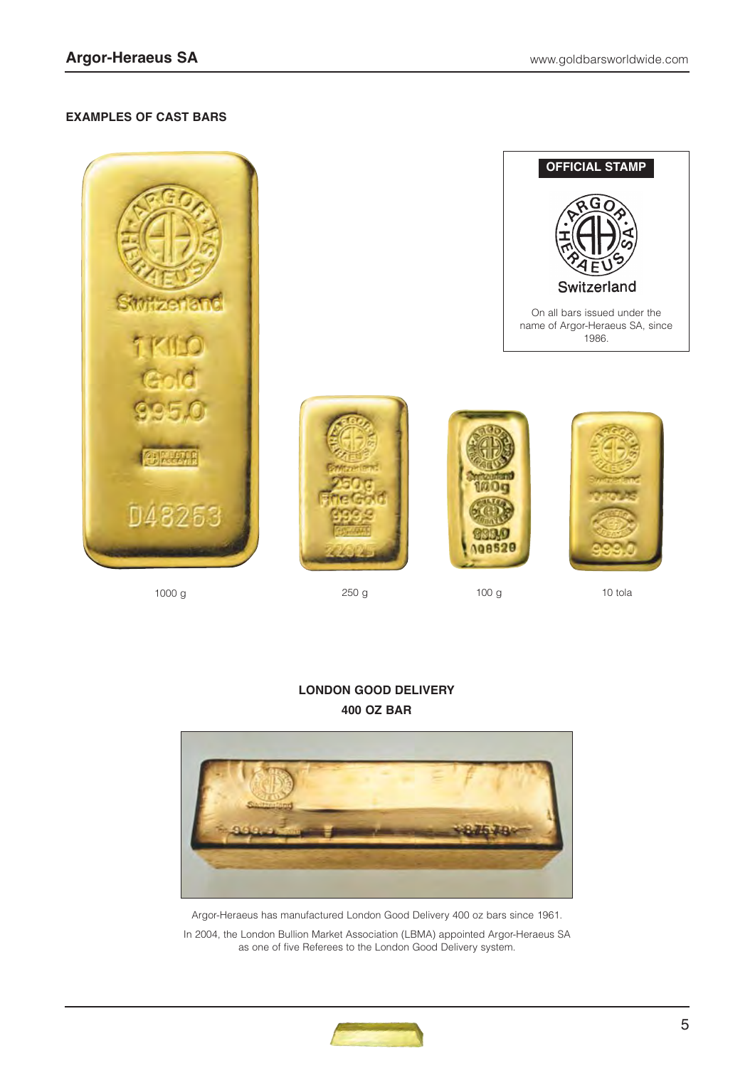## EXAMPLES OF CAST BARS

1000 g

250 g

100 g

10 tola

**OFFICIAL STAMP**

On all bars issued under the name of Argor-Heraeus SA, since 1986.

## LONDON GOOD DELIVERY
## 400 OZ BAR

Argor-Heraeus has manufactured London Good Delivery 400 oz bars since 1961.

In 2004, the London Bullion Market Association (LBMA) appointed Argor-Heraeus SA as one of five Referees to the London Good Delivery system.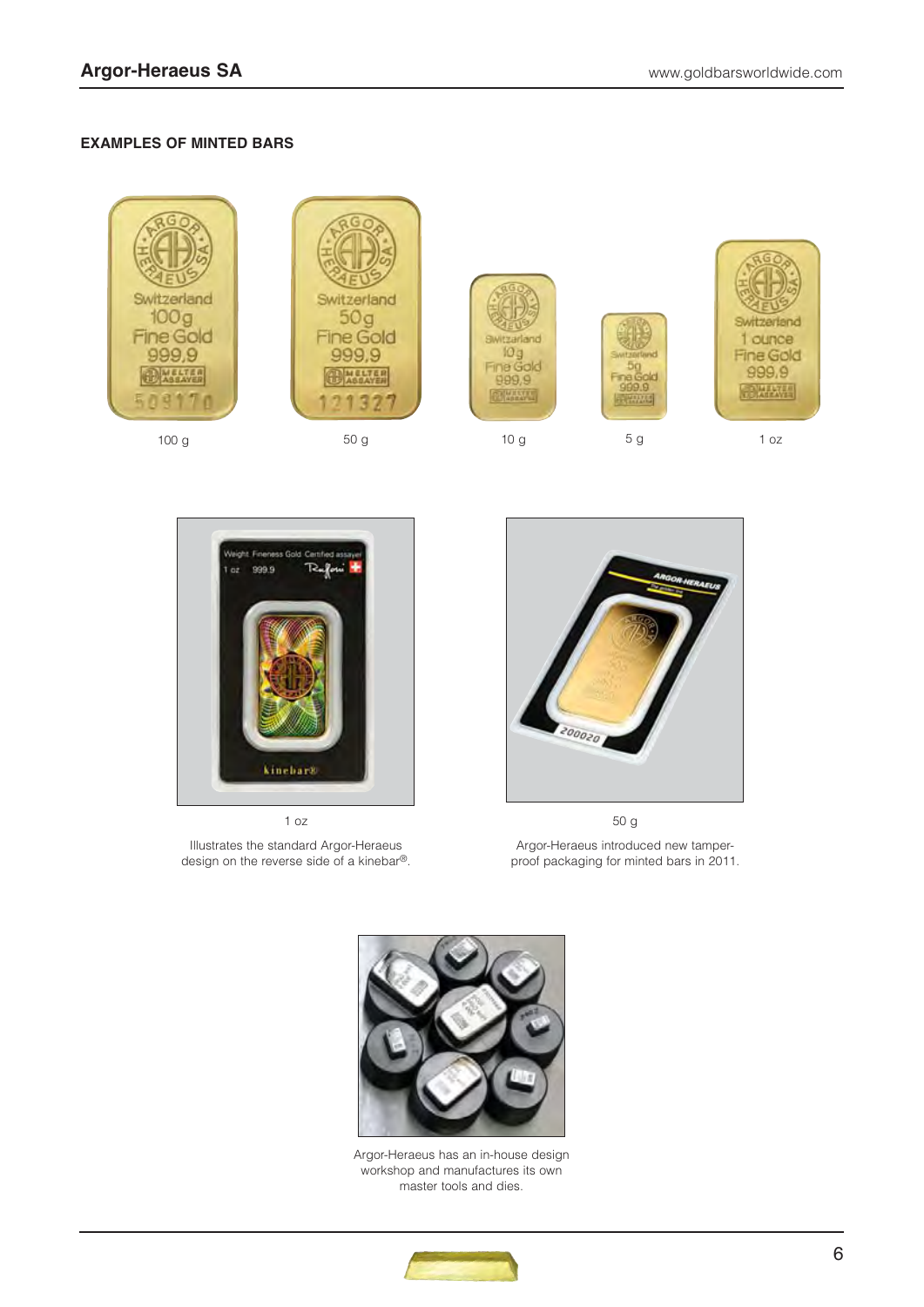### EXAMPLES OF MINTED BARS

100 g

50 g

10 g

5 g

1 oz

1 oz

Illustrates the standard Argor-Heraeus design on the reverse side of a kinebar®.

50 g

Argor-Heraeus introduced new tamper-proof packaging for minted bars in 2011.

Argor-Heraeus has an in-house design workshop and manufactures its own master tools and dies.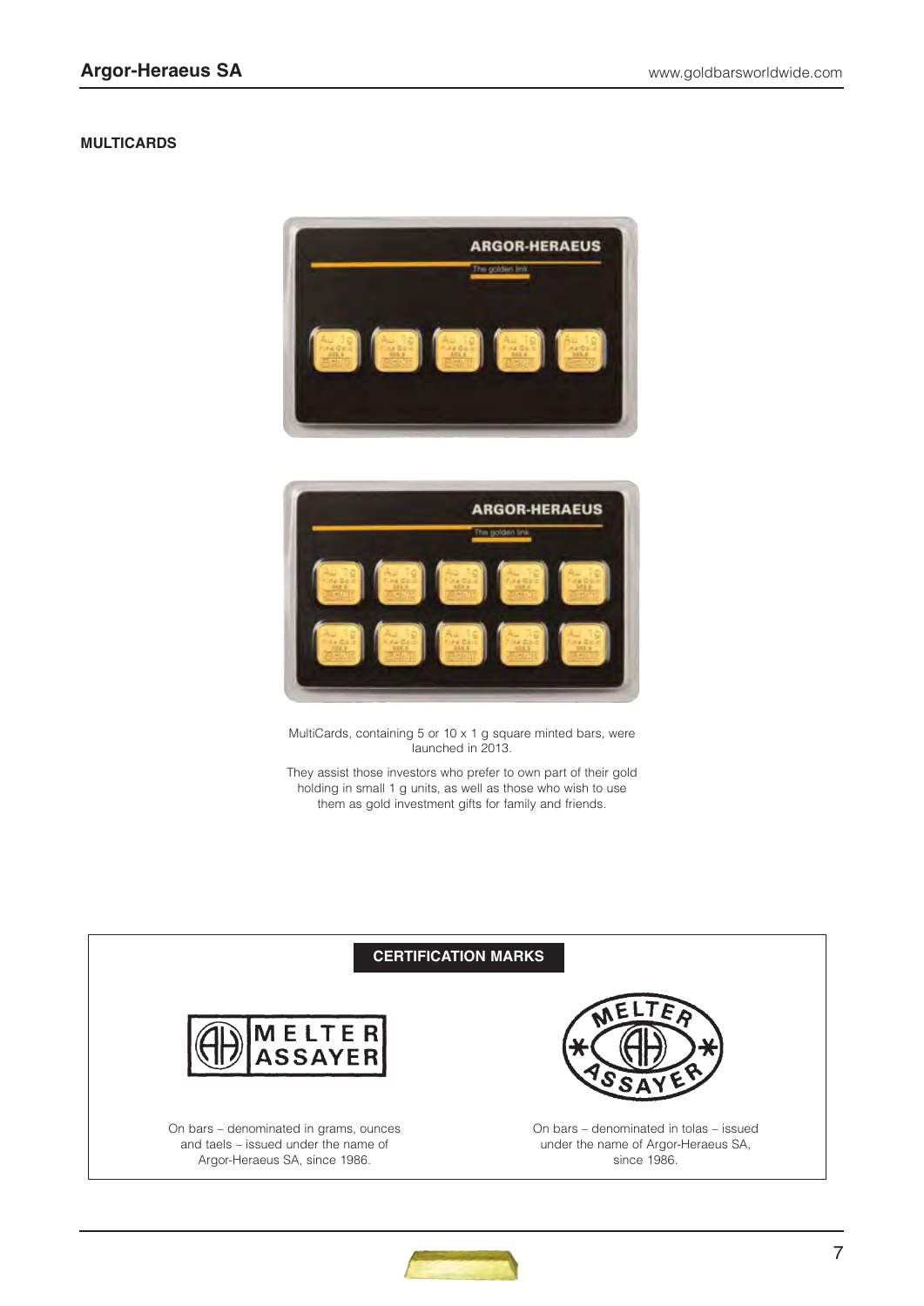## MULTICARDS

MultiCards, containing 5 or 10 x 1 g square minted bars, were launched in 2013.

They assist those investors who prefer to own part of their gold holding in small 1 g units, as well as those who wish to use them as gold investment gifts for family and friends.

### CERTIFICATION MARKS

On bars – denominated in grams, ounces and taels – issued under the name of Argor-Heraeus SA, since 1986.

On bars – denominated in tolas – issued under the name of Argor-Heraeus SA, since 1986.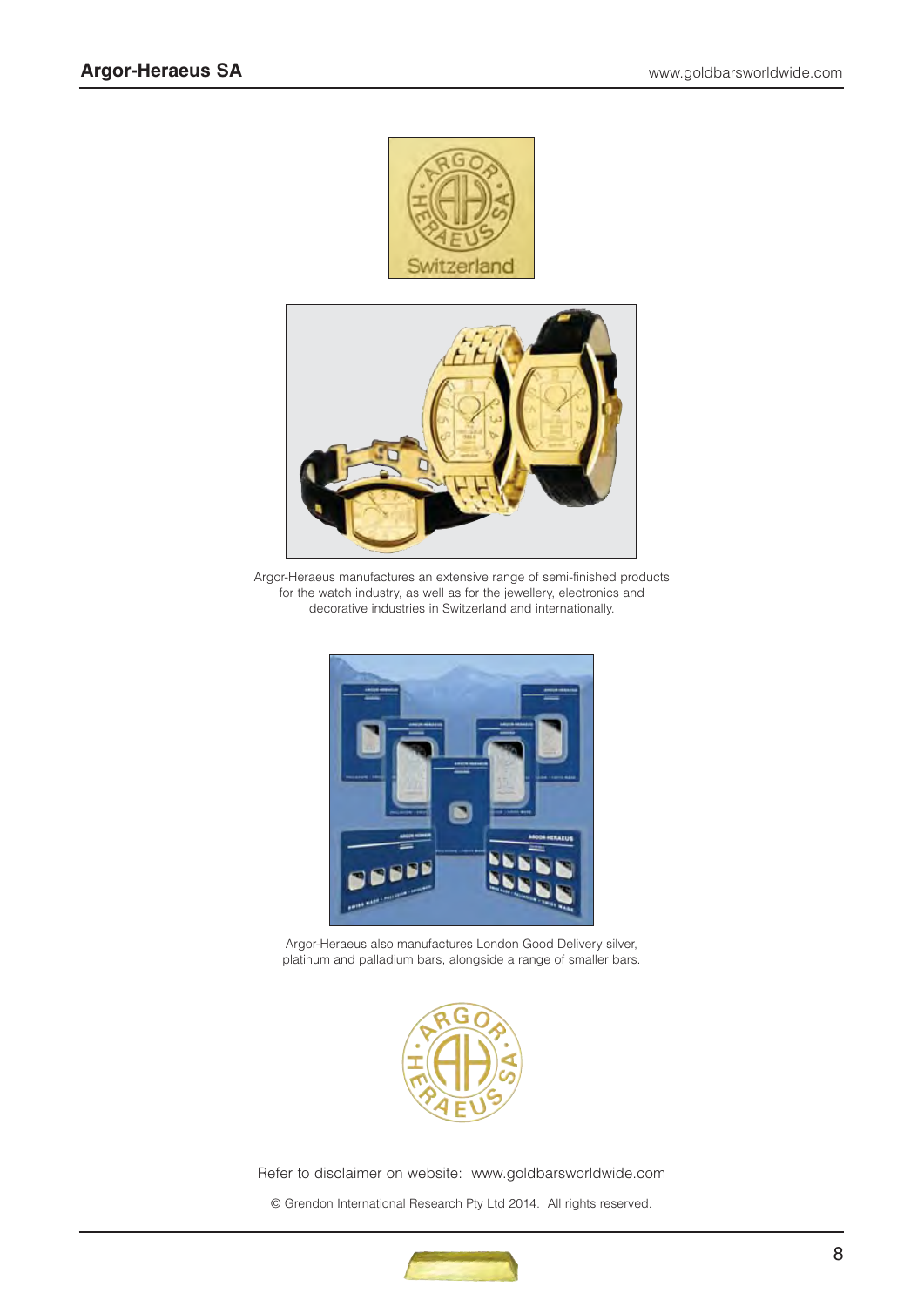Argor-Heraeus manufactures an extensive range of semi-finished products for the watch industry, as well as for the jewellery, electronics and decorative industries in Switzerland and internationally.

Argor-Heraeus also manufactures London Good Delivery silver, platinum and palladium bars, alongside a range of smaller bars.

Refer to disclaimer on website: www.goldbarsworldwide.com

© Grendon International Research Pty Ltd 2014. All rights reserved.